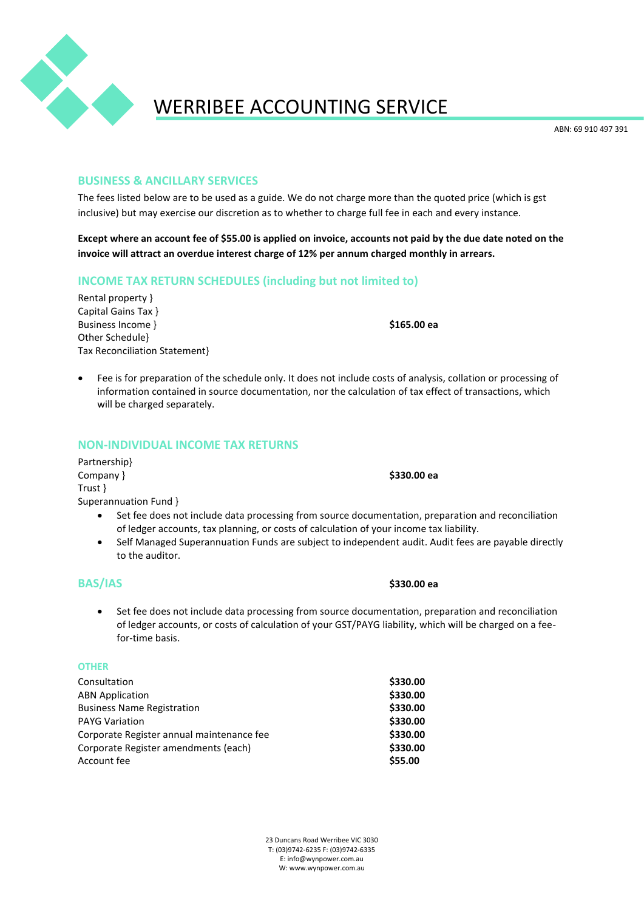# WERRIBEE ACCOUNTING SERVICE

ABN: 69 910 497 391

## BUSINESS & ANCILLARY SERVICES

The fees listed below are to be used as a guide. We do not charge more than the quoted price (which is gst inclusive) but may exercise our discretion as to whether to charge full fee in each and every instance.

**Except where an account fee of $55.00 is applied on invoice, accounts not paid by the due date noted on the invoice will attract an overdue interest charge of 12% per annum charged monthly in arrears.**

## INCOME TAX RETURN SCHEDULES (including but not limited to)

Rental property }
Capital Gains Tax }
Business Income } **$165.00 ea**
Other Schedule}
Tax Reconciliation Statement}

- Fee is for preparation of the schedule only. It does not include costs of analysis, collation or processing of information contained in source documentation, nor the calculation of tax effect of transactions, which will be charged separately.

## NON-INDIVIDUAL INCOME TAX RETURNS

Partnership}
Company } **$330.00 ea**
Trust }
Superannuation Fund }

- Set fee does not include data processing from source documentation, preparation and reconciliation of ledger accounts, tax planning, or costs of calculation of your income tax liability.
- Self Managed Superannuation Funds are subject to independent audit. Audit fees are payable directly to the auditor.

## BAS/IAS **$330.00 ea**

- Set fee does not include data processing from source documentation, preparation and reconciliation of ledger accounts, or costs of calculation of your GST/PAYG liability, which will be charged on a fee-for-time basis.

### OTHER

| Item | Fee |
| --- | --- |
| Consultation | **$330.00** |
| ABN Application | **$330.00** |
| Business Name Registration | **$330.00** |
| PAYG Variation | **$330.00** |
| Corporate Register annual maintenance fee | **$330.00** |
| Corporate Register amendments (each) | **$330.00** |
| Account fee | **$55.00** |

23 Duncans Road Werribee VIC 3030
T: (03)9742-6235 F: (03)9742-6335
E: info@wynpower.com.au
W: www.wynpower.com.au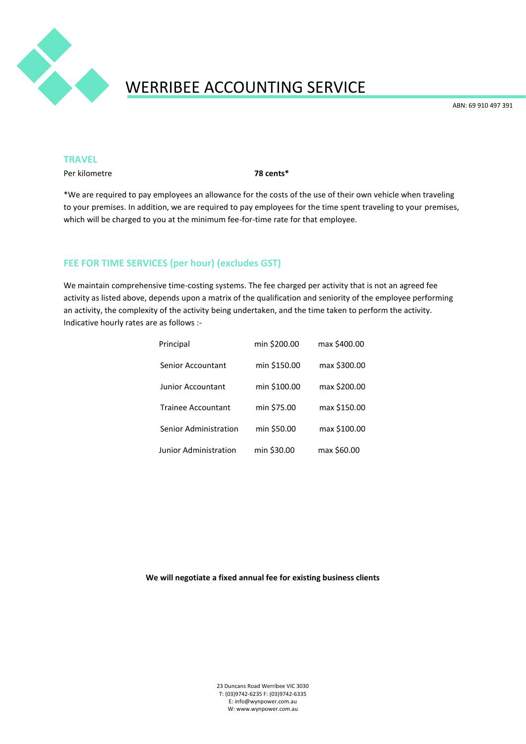# WERRIBEE ACCOUNTING SERVICE

ABN: 69 910 497 391

## TRAVEL

Per kilometre **78 cents***

*We are required to pay employees an allowance for the costs of the use of their own vehicle when traveling to your premises. In addition, we are required to pay employees for the time spent traveling to your premises, which will be charged to you at the minimum fee-for-time rate for that employee.

## FEE FOR TIME SERVICES (per hour) (excludes GST)

We maintain comprehensive time-costing systems. The fee charged per activity that is not an agreed fee activity as listed above, depends upon a matrix of the qualification and seniority of the employee performing an activity, the complexity of the activity being undertaken, and the time taken to perform the activity. Indicative hourly rates are as follows :-

| | | |
|---|---|---|
| Principal | min $200.00 | max $400.00 |
| Senior Accountant | min $150.00 | max $300.00 |
| Junior Accountant | min $100.00 | max $200.00 |
| Trainee Accountant | min $75.00 | max $150.00 |
| Senior Administration | min $50.00 | max $100.00 |
| Junior Administration | min $30.00 | max $60.00 |

**We will negotiate a fixed annual fee for existing business clients**

23 Duncans Road Werribee VIC 3030
T: (03)9742-6235 F: (03)9742-6335
E: info@wynpower.com.au
W: www.wynpower.com.au